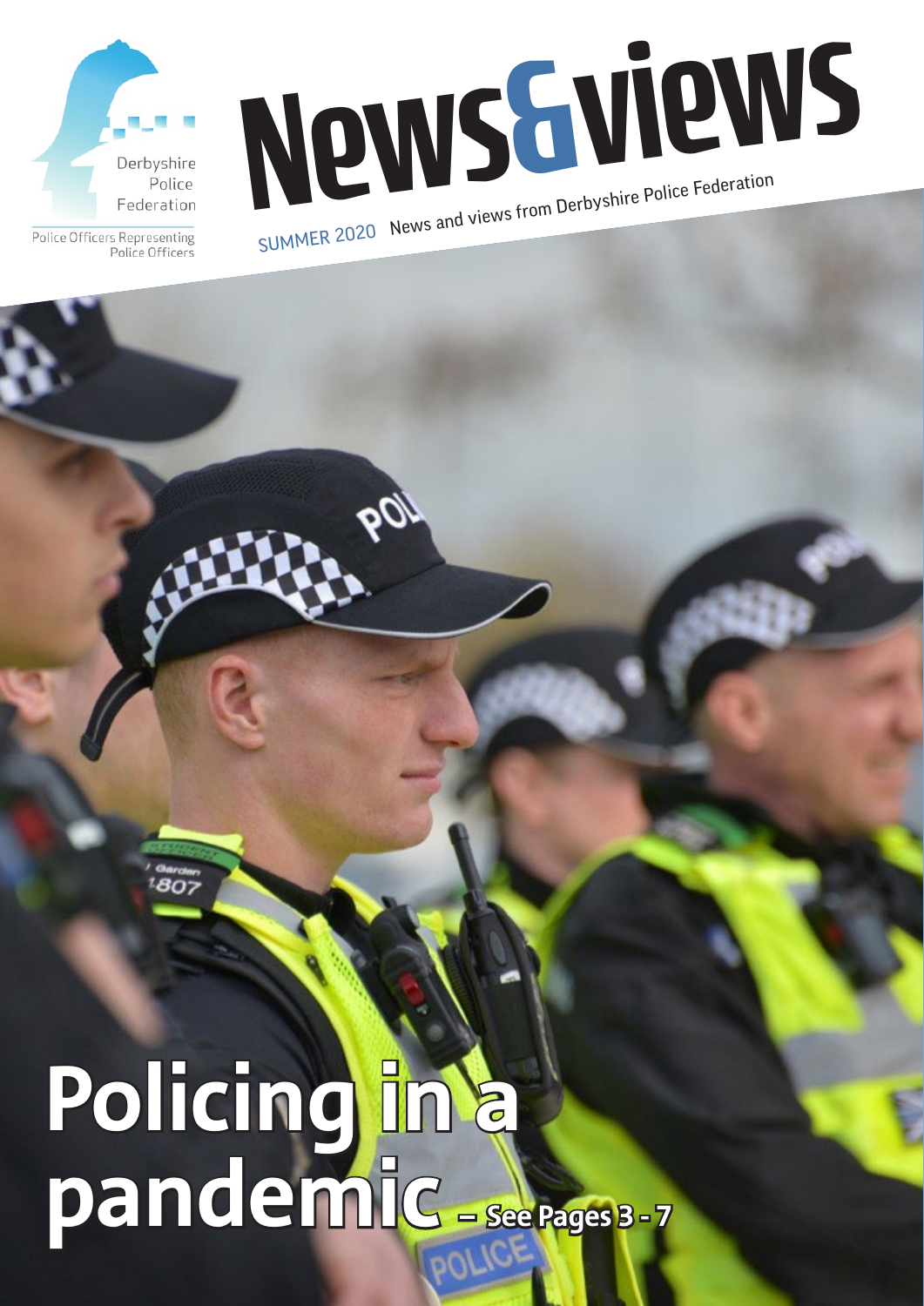Derbyshire Police Federation

Police Officers Representing Police Officers

# News&views

SUMMER 2020 News and views from Derbyshire Police Federation

# Policing in a pandemic

– See Pages 3 - 7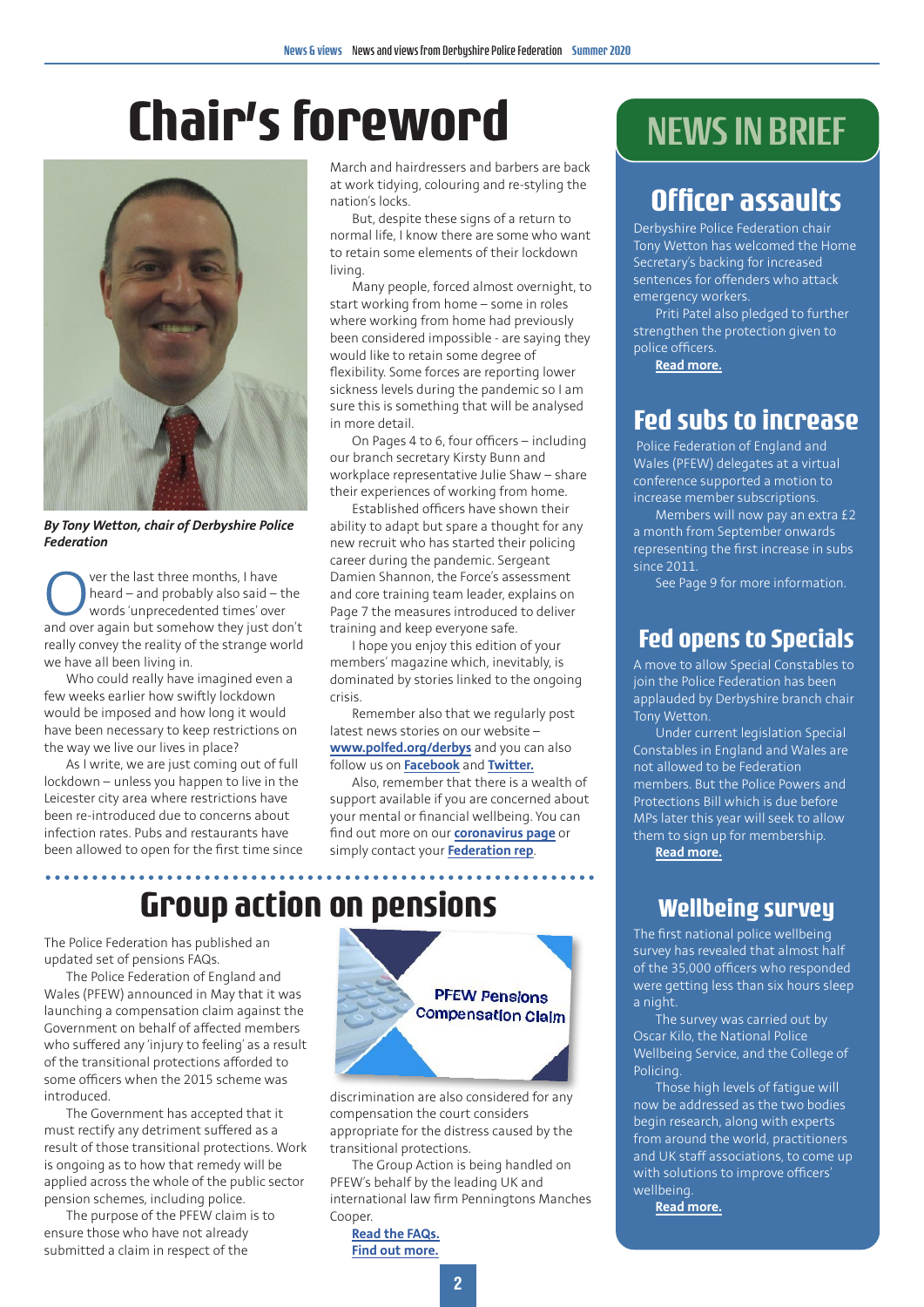# Chair's foreword

*By Tony Wetton, chair of Derbyshire Police Federation*

Over the last three months, I have heard – and probably also said – the words 'unprecedented times' over and over again but somehow they just don't really convey the reality of the strange world we have all been living in.

Who could really have imagined even a few weeks earlier how swiftly lockdown would be imposed and how long it would have been necessary to keep restrictions on the way we live our lives in place?

As I write, we are just coming out of full lockdown – unless you happen to live in the Leicester city area where restrictions have been re-introduced due to concerns about infection rates. Pubs and restaurants have been allowed to open for the first time since March and hairdressers and barbers are back at work tidying, colouring and re-styling the nation's locks.

But, despite these signs of a return to normal life, I know there are some who want to retain some elements of their lockdown living.

Many people, forced almost overnight, to start working from home – some in roles where working from home had previously been considered impossible - are saying they would like to retain some degree of flexibility. Some forces are reporting lower sickness levels during the pandemic so I am sure this is something that will be analysed in more detail.

On Pages 4 to 6, four officers – including our branch secretary Kirsty Bunn and workplace representative Julie Shaw – share their experiences of working from home.

Established officers have shown their ability to adapt but spare a thought for any new recruit who has started their policing career during the pandemic. Sergeant Damien Shannon, the Force's assessment and core training team leader, explains on Page 7 the measures introduced to deliver training and keep everyone safe.

I hope you enjoy this edition of your members' magazine which, inevitably, is dominated by stories linked to the ongoing crisis.

Remember also that we regularly post latest news stories on our website – **www.polfed.org/derbys** and you can also follow us on **Facebook** and **Twitter.**

Also, remember that there is a wealth of support available if you are concerned about your mental or financial wellbeing. You can find out more on our **coronavirus page** or simply contact your **Federation rep**.

## Group action on pensions

The Police Federation has published an updated set of pensions FAQs.

The Police Federation of England and Wales (PFEW) announced in May that it was launching a compensation claim against the Government on behalf of affected members who suffered any 'injury to feeling' as a result of the transitional protections afforded to some officers when the 2015 scheme was introduced.

The Government has accepted that it must rectify any detriment suffered as a result of those transitional protections. Work is ongoing as to how that remedy will be applied across the whole of the public sector pension schemes, including police.

The purpose of the PFEW claim is to ensure those who have not already submitted a claim in respect of the discrimination are also considered for any compensation the court considers appropriate for the distress caused by the transitional protections.

PFEW Pensions Compensation Claim

The Group Action is being handled on PFEW's behalf by the leading UK and international law firm Penningtons Manches Cooper.

**Read the FAQs.**
**Find out more.**

# NEWS IN BRIEF

## Officer assaults

Derbyshire Police Federation chair Tony Wetton has welcomed the Home Secretary's backing for increased sentences for offenders who attack emergency workers.

Priti Patel also pledged to further strengthen the protection given to police officers.

**Read more.**

## Fed subs to increase

Police Federation of England and Wales (PFEW) delegates at a virtual conference supported a motion to increase member subscriptions.

Members will now pay an extra £2 a month from September onwards representing the first increase in subs since 2011.

See Page 9 for more information.

## Fed opens to Specials

A move to allow Special Constables to join the Police Federation has been applauded by Derbyshire branch chair Tony Wetton.

Under current legislation Special Constables in England and Wales are not allowed to be Federation members. But the Police Powers and Protections Bill which is due before MPs later this year will seek to allow them to sign up for membership.

**Read more.**

## Wellbeing survey

The first national police wellbeing survey has revealed that almost half of the 35,000 officers who responded were getting less than six hours sleep a night.

The survey was carried out by Oscar Kilo, the National Police Wellbeing Service, and the College of Policing.

Those high levels of fatigue will now be addressed as the two bodies begin research, along with experts from around the world, practitioners and UK staff associations, to come up with solutions to improve officers' wellbeing.

**Read more.**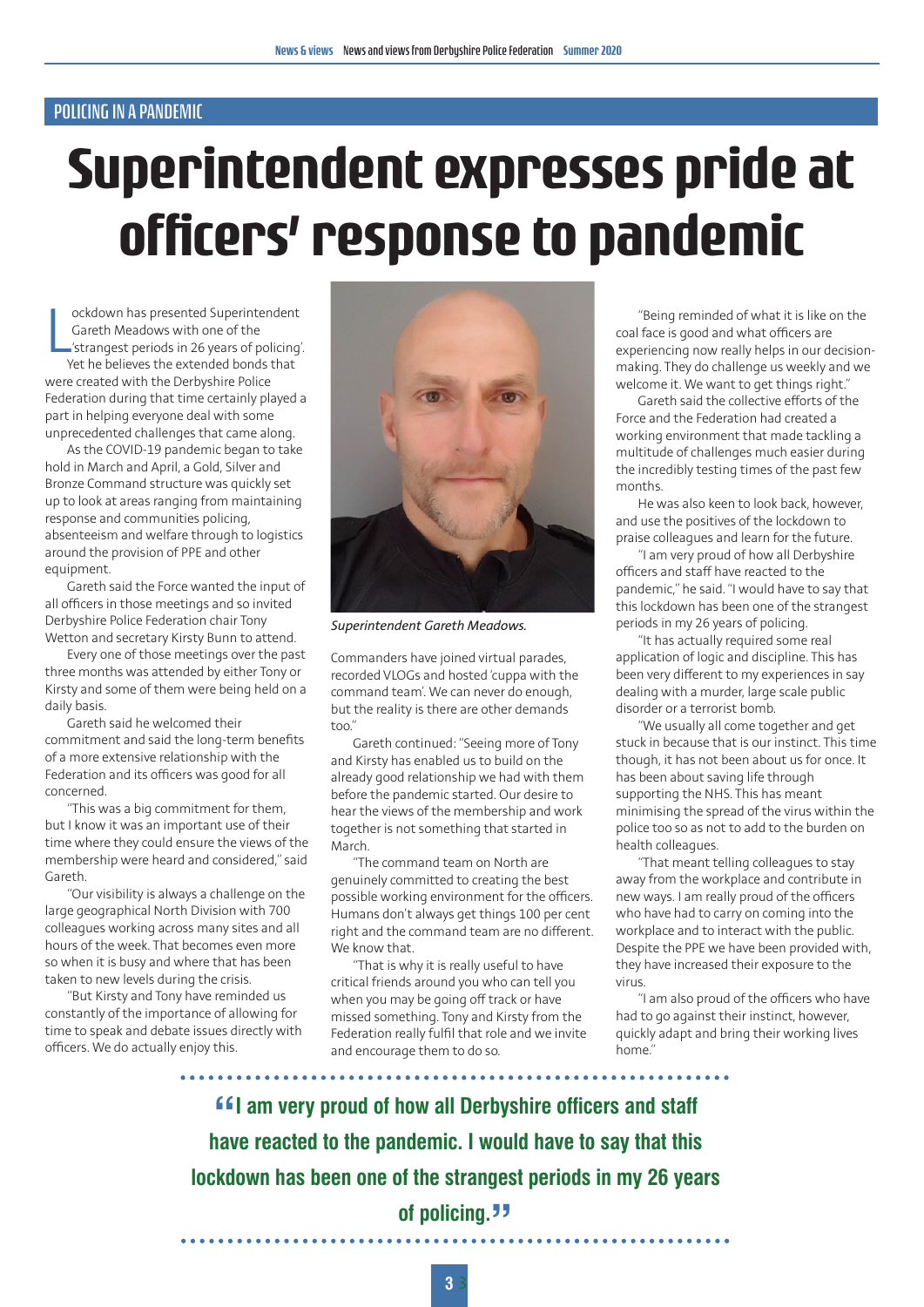POLICING IN A PANDEMIC

# Superintendent expresses pride at officers' response to pandemic

Lockdown has presented Superintendent Gareth Meadows with one of the 'strangest periods in 26 years of policing'. Yet he believes the extended bonds that were created with the Derbyshire Police Federation during that time certainly played a part in helping everyone deal with some unprecedented challenges that came along.

As the COVID-19 pandemic began to take hold in March and April, a Gold, Silver and Bronze Command structure was quickly set up to look at areas ranging from maintaining response and communities policing, absenteeism and welfare through to logistics around the provision of PPE and other equipment.

Gareth said the Force wanted the input of all officers in those meetings and so invited Derbyshire Police Federation chair Tony Wetton and secretary Kirsty Bunn to attend.

Every one of those meetings over the past three months was attended by either Tony or Kirsty and some of them were being held on a daily basis.

Gareth said he welcomed their commitment and said the long-term benefits of a more extensive relationship with the Federation and its officers was good for all concerned.

"This was a big commitment for them, but I know it was an important use of their time where they could ensure the views of the membership were heard and considered," said Gareth.

"Our visibility is always a challenge on the large geographical North Division with 700 colleagues working across many sites and all hours of the week. That becomes even more so when it is busy and where that has been taken to new levels during the crisis.

"But Kirsty and Tony have reminded us constantly of the importance of allowing for time to speak and debate issues directly with officers. We do actually enjoy this.

*Superintendent Gareth Meadows.*

Commanders have joined virtual parades, recorded VLOGs and hosted 'cuppa with the command team'. We can never do enough, but the reality is there are other demands too."

Gareth continued: "Seeing more of Tony and Kirsty has enabled us to build on the already good relationship we had with them before the pandemic started. Our desire to hear the views of the membership and work together is not something that started in March.

"The command team on North are genuinely committed to creating the best possible working environment for the officers. Humans don't always get things 100 per cent right and the command team are no different. We know that.

"That is why it is really useful to have critical friends around you who can tell you when you may be going off track or have missed something. Tony and Kirsty from the Federation really fulfil that role and we invite and encourage them to do so.

"Being reminded of what it is like on the coal face is good and what officers are experiencing now really helps in our decision-making. They do challenge us weekly and we welcome it. We want to get things right."

Gareth said the collective efforts of the Force and the Federation had created a working environment that made tackling a multitude of challenges much easier during the incredibly testing times of the past few months.

He was also keen to look back, however, and use the positives of the lockdown to praise colleagues and learn for the future.

"I am very proud of how all Derbyshire officers and staff have reacted to the pandemic," he said. "I would have to say that this lockdown has been one of the strangest periods in my 26 years of policing.

"It has actually required some real application of logic and discipline. This has been very different to my experiences in say dealing with a murder, large scale public disorder or a terrorist bomb.

"We usually all come together and get stuck in because that is our instinct. This time though, it has not been about us for once. It has been about saving life through supporting the NHS. This has meant minimising the spread of the virus within the police too so as not to add to the burden on health colleagues.

"That meant telling colleagues to stay away from the workplace and contribute in new ways. I am really proud of the officers who have had to carry on coming into the workplace and to interact with the public. Despite the PPE we have been provided with, they have increased their exposure to the virus.

"I am also proud of the officers who have had to go against their instinct, however, quickly adapt and bring their working lives home."

**"I am very proud of how all Derbyshire officers and staff have reacted to the pandemic. I would have to say that this lockdown has been one of the strangest periods in my 26 years of policing."**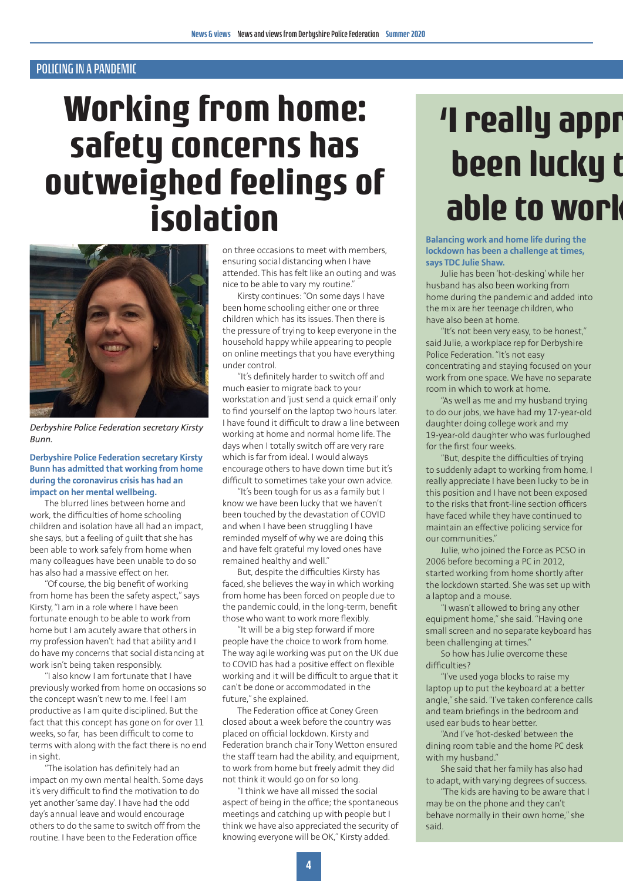POLICING IN A PANDEMIC

# Working from home: safety concerns has outweighed feelings of isolation

*Derbyshire Police Federation secretary Kirsty Bunn.*

**Derbyshire Police Federation secretary Kirsty Bunn has admitted that working from home during the coronavirus crisis has had an impact on her mental wellbeing.**

The blurred lines between home and work, the difficulties of home schooling children and isolation have all had an impact, she says, but a feeling of guilt that she has been able to work safely from home when many colleagues have been unable to do so has also had a massive effect on her.

"Of course, the big benefit of working from home has been the safety aspect," says Kirsty, "I am in a role where I have been fortunate enough to be able to work from home but I am acutely aware that others in my profession haven't had that ability and I do have my concerns that social distancing at work isn't being taken responsibly.

"I also know I am fortunate that I have previously worked from home on occasions so the concept wasn't new to me. I feel I am productive as I am quite disciplined. But the fact that this concept has gone on for over 11 weeks, so far, has been difficult to come to terms with along with the fact there is no end in sight.

"The isolation has definitely had an impact on my own mental health. Some days it's very difficult to find the motivation to do yet another 'same day'. I have had the odd day's annual leave and would encourage others to do the same to switch off from the routine. I have been to the Federation office on three occasions to meet with members, ensuring social distancing when I have attended. This has felt like an outing and was nice to be able to vary my routine."

Kirsty continues: "On some days I have been home schooling either one or three children which has its issues. Then there is the pressure of trying to keep everyone in the household happy while appearing to people on online meetings that you have everything under control.

"It's definitely harder to switch off and much easier to migrate back to your workstation and 'just send a quick email' only to find yourself on the laptop two hours later. I have found it difficult to draw a line between working at home and normal home life. The days when I totally switch off are very rare which is far from ideal. I would always encourage others to have down time but it's difficult to sometimes take your own advice.

"It's been tough for us as a family but I know we have been lucky that we haven't been touched by the devastation of COVID and when I have been struggling I have reminded myself of why we are doing this and have felt grateful my loved ones have remained healthy and well."

But, despite the difficulties Kirsty has faced, she believes the way in which working from home has been forced on people due to the pandemic could, in the long-term, benefit those who want to work more flexibly.

"It will be a big step forward if more people have the choice to work from home. The way agile working was put on the UK due to COVID has had a positive effect on flexible working and it will be difficult to argue that it can't be done or accommodated in the future," she explained.

The Federation office at Coney Green closed about a week before the country was placed on official lockdown. Kirsty and Federation branch chair Tony Wetton ensured the staff team had the ability, and equipment, to work from home but freely admit they did not think it would go on for so long.

"I think we have all missed the social aspect of being in the office; the spontaneous meetings and catching up with people but I think we have also appreciated the security of knowing everyone will be OK," Kirsty added.

# 'I really appr been lucky t able to work

**Balancing work and home life during the lockdown has been a challenge at times, says TDC Julie Shaw.**

Julie has been 'hot-desking' while her husband has also been working from home during the pandemic and added into the mix are her teenage children, who have also been at home.

"It's not been very easy, to be honest," said Julie, a workplace rep for Derbyshire Police Federation. "It's not easy concentrating and staying focused on your work from one space. We have no separate room in which to work at home.

"As well as me and my husband trying to do our jobs, we have had my 17-year-old daughter doing college work and my 19-year-old daughter who was furloughed for the first four weeks.

"But, despite the difficulties of trying to suddenly adapt to working from home, I really appreciate I have been lucky to be in this position and I have not been exposed to the risks that front-line section officers have faced while they have continued to maintain an effective policing service for our communities."

Julie, who joined the Force as PCSO in 2006 before becoming a PC in 2012, started working from home shortly after the lockdown started. She was set up with a laptop and a mouse.

"I wasn't allowed to bring any other equipment home," she said. "Having one small screen and no separate keyboard has been challenging at times."

So how has Julie overcome these difficulties?

"I've used yoga blocks to raise my laptop up to put the keyboard at a better angle," she said. "I've taken conference calls and team briefings in the bedroom and used ear buds to hear better.

"And I've 'hot-desked' between the dining room table and the home PC desk with my husband."

She said that her family has also had to adapt, with varying degrees of success.

"The kids are having to be aware that I may be on the phone and they can't behave normally in their own home," she said.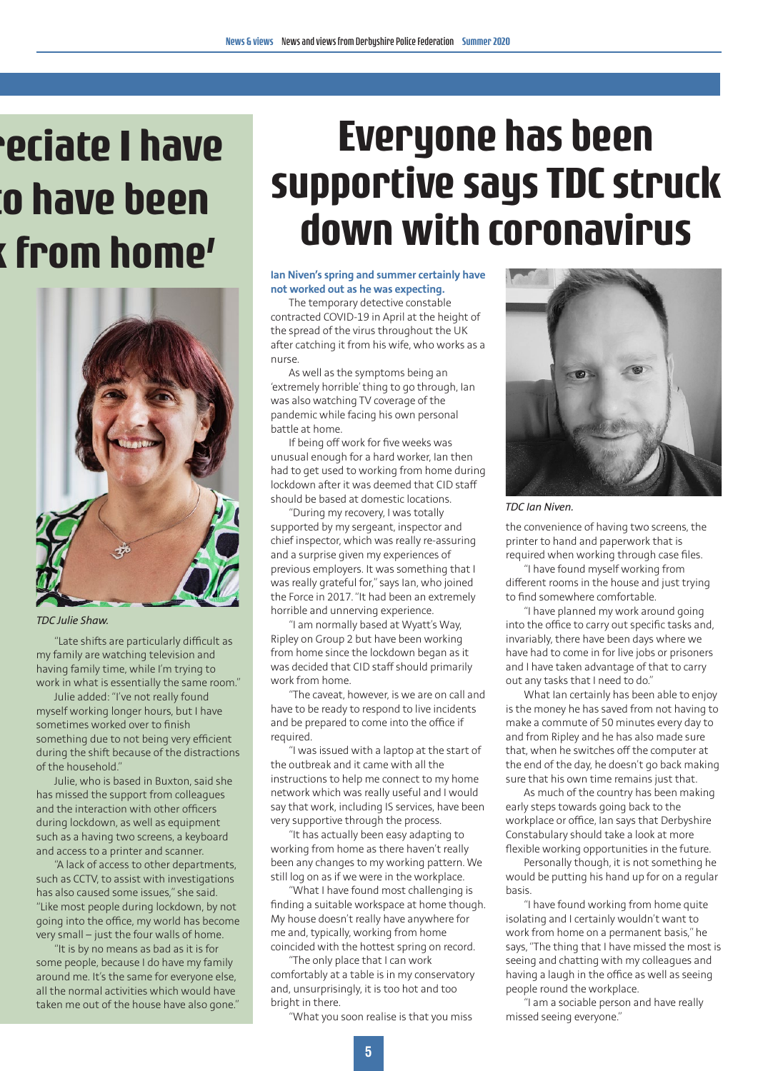# 'preciate I have to have been k from home'

*TDC Julie Shaw.*

"Late shifts are particularly difficult as my family are watching television and having family time, while I'm trying to work in what is essentially the same room."

Julie added: "I've not really found myself working longer hours, but I have sometimes worked over to finish something due to not being very efficient during the shift because of the distractions of the household."

Julie, who is based in Buxton, said she has missed the support from colleagues and the interaction with other officers during lockdown, as well as equipment such as a having two screens, a keyboard and access to a printer and scanner.

"A lack of access to other departments, such as CCTV, to assist with investigations has also caused some issues," she said. "Like most people during lockdown, by not going into the office, my world has become very small – just the four walls of home.

"It is by no means as bad as it is for some people, because I do have my family around me. It's the same for everyone else, all the normal activities which would have taken me out of the house have also gone."

# Everyone has been supportive says TDC struck down with coronavirus

**Ian Niven's spring and summer certainly have not worked out as he was expecting.**

The temporary detective constable contracted COVID-19 in April at the height of the spread of the virus throughout the UK after catching it from his wife, who works as a nurse.

As well as the symptoms being an 'extremely horrible' thing to go through, Ian was also watching TV coverage of the pandemic while facing his own personal battle at home.

If being off work for five weeks was unusual enough for a hard worker, Ian then had to get used to working from home during lockdown after it was deemed that CID staff should be based at domestic locations.

"During my recovery, I was totally supported by my sergeant, inspector and chief inspector, which was really re-assuring and a surprise given my experiences of previous employers. It was something that I was really grateful for," says Ian, who joined the Force in 2017. "It had been an extremely horrible and unnerving experience.

"I am normally based at Wyatt's Way, Ripley on Group 2 but have been working from home since the lockdown began as it was decided that CID staff should primarily work from home.

"The caveat, however, is we are on call and have to be ready to respond to live incidents and be prepared to come into the office if required.

"I was issued with a laptop at the start of the outbreak and it came with all the instructions to help me connect to my home network which was really useful and I would say that work, including IS services, have been very supportive through the process.

"It has actually been easy adapting to working from home as there haven't really been any changes to my working pattern. We still log on as if we were in the workplace.

"What I have found most challenging is finding a suitable workspace at home though. My house doesn't really have anywhere for me and, typically, working from home coincided with the hottest spring on record.

"The only place that I can work comfortably at a table is in my conservatory and, unsurprisingly, it is too hot and too bright in there.

"What you soon realise is that you miss the convenience of having two screens, the printer to hand and paperwork that is required when working through case files.

"I have found myself working from different rooms in the house and just trying to find somewhere comfortable.

"I have planned my work around going into the office to carry out specific tasks and, invariably, there have been days where we have had to come in for live jobs or prisoners and I have taken advantage of that to carry out any tasks that I need to do."

What Ian certainly has been able to enjoy is the money he has saved from not having to make a commute of 50 minutes every day to and from Ripley and he has also made sure that, when he switches off the computer at the end of the day, he doesn't go back making sure that his own time remains just that.

As much of the country has been making early steps towards going back to the workplace or office, Ian says that Derbyshire Constabulary should take a look at more flexible working opportunities in the future.

Personally though, it is not something he would be putting his hand up for on a regular basis.

"I have found working from home quite isolating and I certainly wouldn't want to work from home on a permanent basis," he says, "The thing that I have missed the most is seeing and chatting with my colleagues and having a laugh in the office as well as seeing people round the workplace.

"I am a sociable person and have really missed seeing everyone."

*TDC Ian Niven.*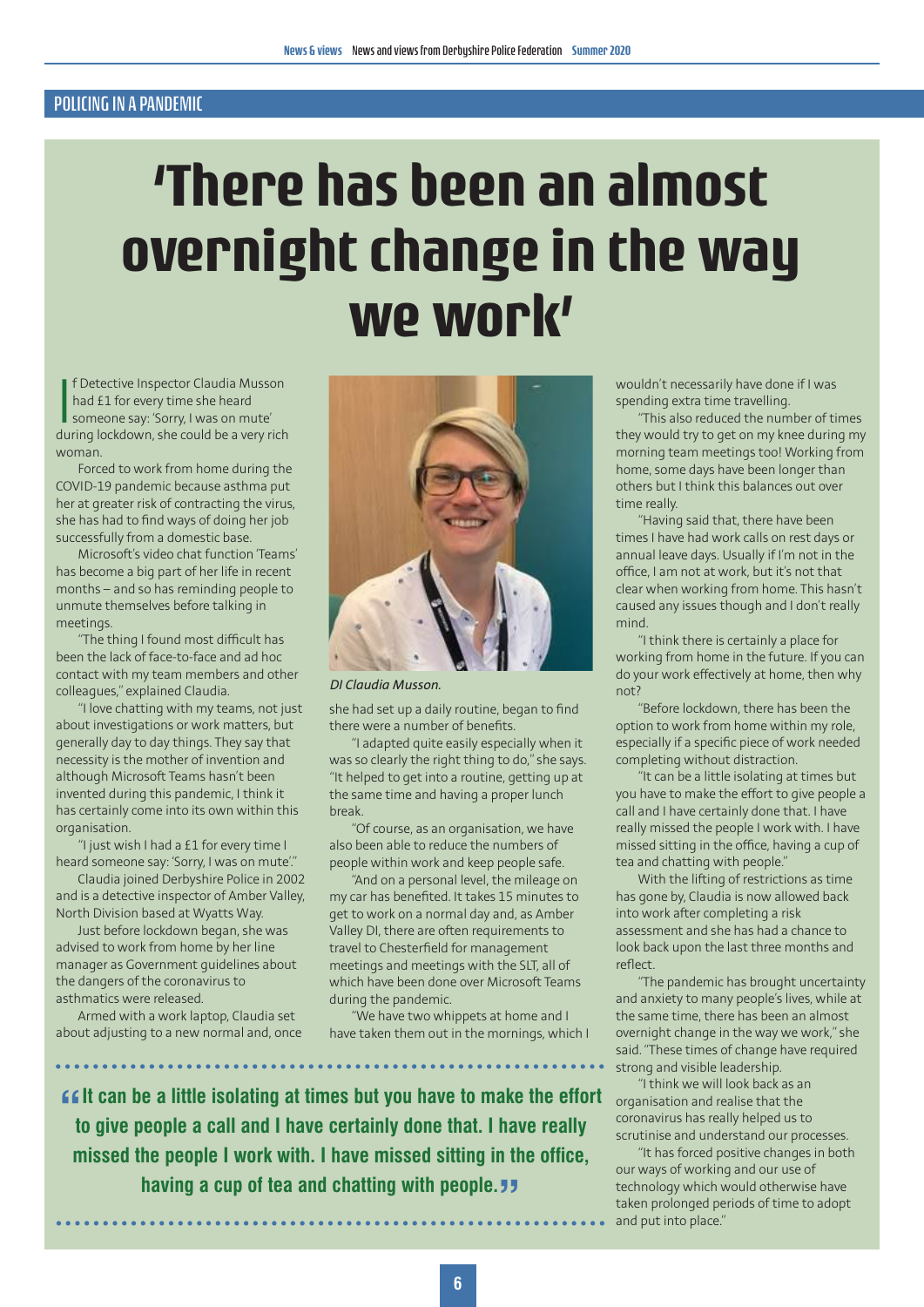POLICING IN A PANDEMIC

# 'There has been an almost overnight change in the way we work'

If Detective Inspector Claudia Musson had £1 for every time she heard someone say: 'Sorry, I was on mute' during lockdown, she could be a very rich woman.

Forced to work from home during the COVID-19 pandemic because asthma put her at greater risk of contracting the virus, she has had to find ways of doing her job successfully from a domestic base.

Microsoft's video chat function 'Teams' has become a big part of her life in recent months – and so has reminding people to unmute themselves before talking in meetings.

"The thing I found most difficult has been the lack of face-to-face and ad hoc contact with my team members and other colleagues," explained Claudia.

"I love chatting with my teams, not just about investigations or work matters, but generally day to day things. They say that necessity is the mother of invention and although Microsoft Teams hasn't been invented during this pandemic, I think it has certainly come into its own within this organisation.

"I just wish I had a £1 for every time I heard someone say: 'Sorry, I was on mute'."

Claudia joined Derbyshire Police in 2002 and is a detective inspector of Amber Valley, North Division based at Wyatts Way.

Just before lockdown began, she was advised to work from home by her line manager as Government guidelines about the dangers of the coronavirus to asthmatics were released.

Armed with a work laptop, Claudia set about adjusting to a new normal and, once she had set up a daily routine, began to find there were a number of benefits.

*DI Claudia Musson.*

"I adapted quite easily especially when it was so clearly the right thing to do," she says. "It helped to get into a routine, getting up at the same time and having a proper lunch break.

"Of course, as an organisation, we have also been able to reduce the numbers of people within work and keep people safe.

"And on a personal level, the mileage on my car has benefited. It takes 15 minutes to get to work on a normal day and, as Amber Valley DI, there are often requirements to travel to Chesterfield for management meetings and meetings with the SLT, all of which have been done over Microsoft Teams during the pandemic.

"We have two whippets at home and I have taken them out in the mornings, which I wouldn't necessarily have done if I was spending extra time travelling.

"This also reduced the number of times they would try to get on my knee during my morning team meetings too! Working from home, some days have been longer than others but I think this balances out over time really.

"Having said that, there have been times I have had work calls on rest days or annual leave days. Usually if I'm not in the office, I am not at work, but it's not that clear when working from home. This hasn't caused any issues though and I don't really mind.

"I think there is certainly a place for working from home in the future. If you can do your work effectively at home, then why not?

"Before lockdown, there has been the option to work from home within my role, especially if a specific piece of work needed completing without distraction.

"It can be a little isolating at times but you have to make the effort to give people a call and I have certainly done that. I have really missed the people I work with. I have missed sitting in the office, having a cup of tea and chatting with people."

With the lifting of restrictions as time has gone by, Claudia is now allowed back into work after completing a risk assessment and she has had a chance to look back upon the last three months and reflect.

"The pandemic has brought uncertainty and anxiety to many people's lives, while at the same time, there has been an almost overnight change in the way we work," she said. "These times of change have required strong and visible leadership.

"I think we will look back as an organisation and realise that the coronavirus has really helped us to scrutinise and understand our processes.

"It has forced positive changes in both our ways of working and our use of technology which would otherwise have taken prolonged periods of time to adopt and put into place."

> **"It can be a little isolating at times but you have to make the effort to give people a call and I have certainly done that. I have really missed the people I work with. I have missed sitting in the office, having a cup of tea and chatting with people."**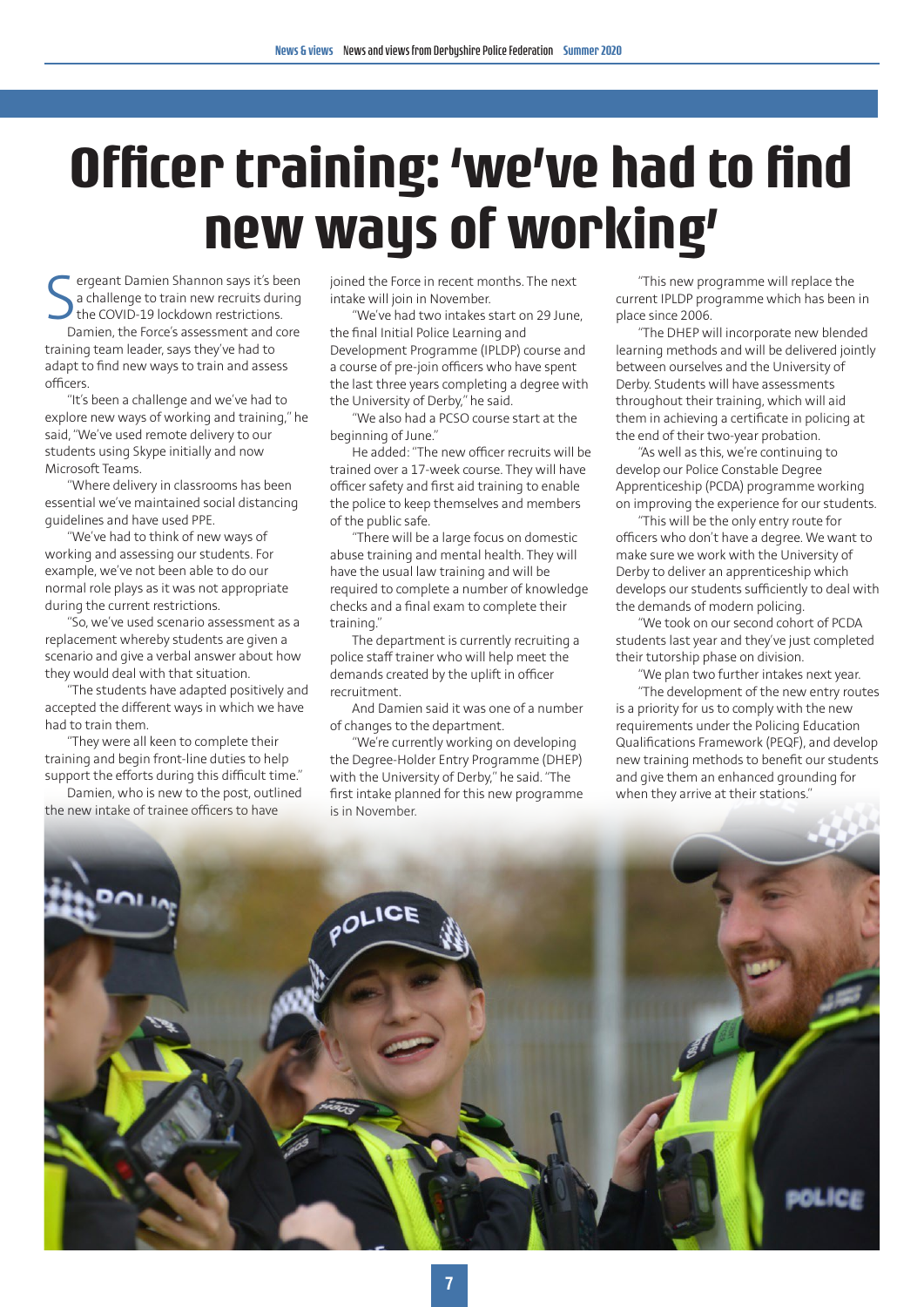# Officer training: 'we've had to find new ways of working'

Sergeant Damien Shannon says it's been a challenge to train new recruits during the COVID-19 lockdown restrictions.

Damien, the Force's assessment and core training team leader, says they've had to adapt to find new ways to train and assess officers.

"It's been a challenge and we've had to explore new ways of working and training," he said, "We've used remote delivery to our students using Skype initially and now Microsoft Teams.

"Where delivery in classrooms has been essential we've maintained social distancing guidelines and have used PPE.

"We've had to think of new ways of working and assessing our students. For example, we've not been able to do our normal role plays as it was not appropriate during the current restrictions.

"So, we've used scenario assessment as a replacement whereby students are given a scenario and give a verbal answer about how they would deal with that situation.

"The students have adapted positively and accepted the different ways in which we have had to train them.

"They were all keen to complete their training and begin front-line duties to help support the efforts during this difficult time."

Damien, who is new to the post, outlined the new intake of trainee officers to have joined the Force in recent months. The next intake will join in November.

"We've had two intakes start on 29 June, the final Initial Police Learning and Development Programme (IPLDP) course and a course of pre-join officers who have spent the last three years completing a degree with the University of Derby," he said.

"We also had a PCSO course start at the beginning of June."

He added: "The new officer recruits will be trained over a 17-week course. They will have officer safety and first aid training to enable the police to keep themselves and members of the public safe.

"There will be a large focus on domestic abuse training and mental health. They will have the usual law training and will be required to complete a number of knowledge checks and a final exam to complete their training."

The department is currently recruiting a police staff trainer who will help meet the demands created by the uplift in officer recruitment.

And Damien said it was one of a number of changes to the department.

"We're currently working on developing the Degree-Holder Entry Programme (DHEP) with the University of Derby," he said. "The first intake planned for this new programme is in November.

"This new programme will replace the current IPLDP programme which has been in place since 2006.

"The DHEP will incorporate new blended learning methods and will be delivered jointly between ourselves and the University of Derby. Students will have assessments throughout their training, which will aid them in achieving a certificate in policing at the end of their two-year probation.

"As well as this, we're continuing to develop our Police Constable Degree Apprenticeship (PCDA) programme working on improving the experience for our students.

"This will be the only entry route for officers who don't have a degree. We want to make sure we work with the University of Derby to deliver an apprenticeship which develops our students sufficiently to deal with the demands of modern policing.

"We took on our second cohort of PCDA students last year and they've just completed their tutorship phase on division.

"We plan two further intakes next year.

"The development of the new entry routes is a priority for us to comply with the new requirements under the Policing Education Qualifications Framework (PEQF), and develop new training methods to benefit our students and give them an enhanced grounding for when they arrive at their stations."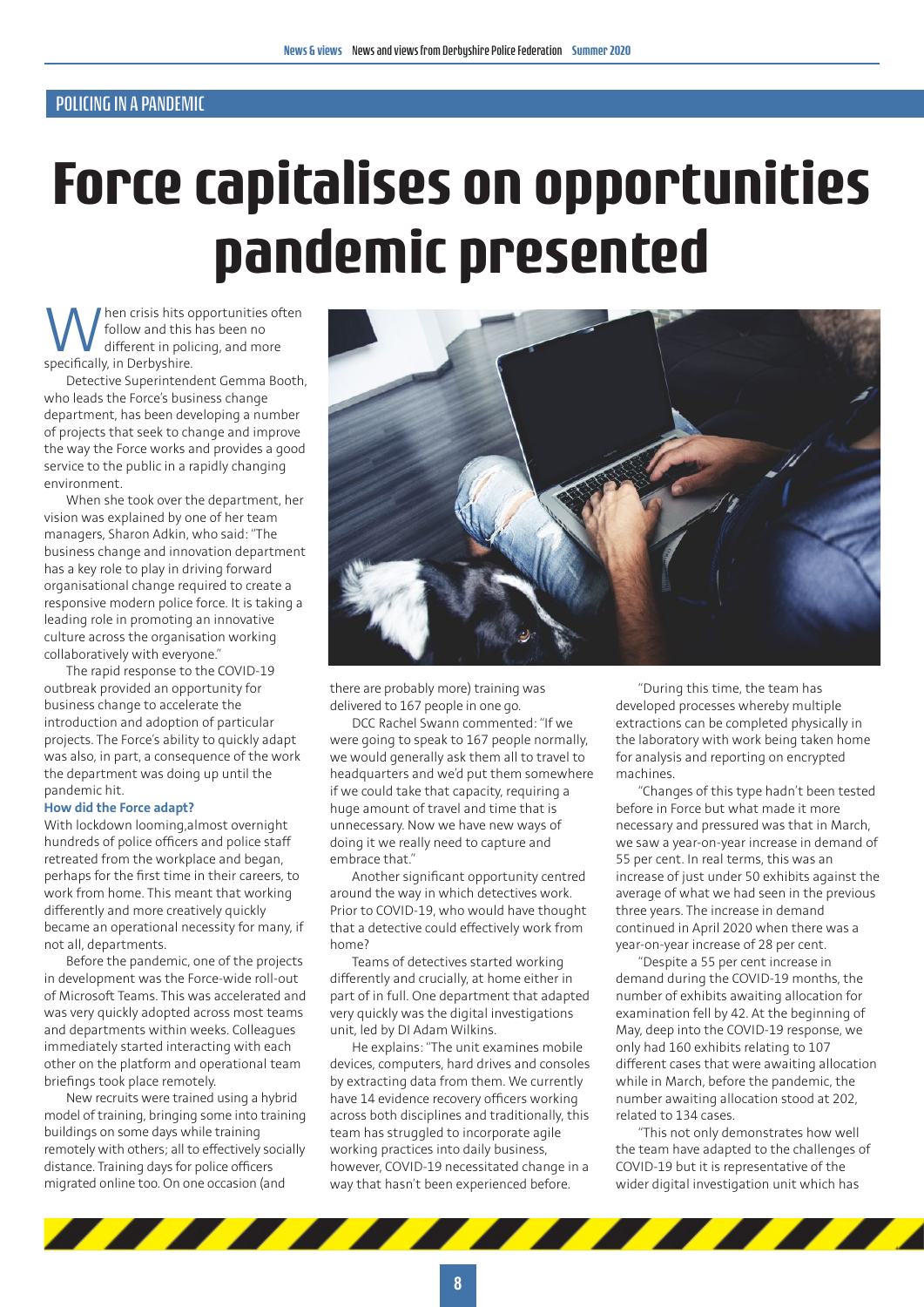POLICING IN A PANDEMIC

# Force capitalises on opportunities pandemic presented

When crisis hits opportunities often follow and this has been no different in policing, and more specifically, in Derbyshire.

Detective Superintendent Gemma Booth, who leads the Force's business change department, has been developing a number of projects that seek to change and improve the way the Force works and provides a good service to the public in a rapidly changing environment.

When she took over the department, her vision was explained by one of her team managers, Sharon Adkin, who said: "The business change and innovation department has a key role to play in driving forward organisational change required to create a responsive modern police force. It is taking a leading role in promoting an innovative culture across the organisation working collaboratively with everyone."

The rapid response to the COVID-19 outbreak provided an opportunity for business change to accelerate the introduction and adoption of particular projects. The Force's ability to quickly adapt was also, in part, a consequence of the work the department was doing up until the pandemic hit.

### How did the Force adapt?

With lockdown looming,almost overnight hundreds of police officers and police staff retreated from the workplace and began, perhaps for the first time in their careers, to work from home. This meant that working differently and more creatively quickly became an operational necessity for many, if not all, departments.

Before the pandemic, one of the projects in development was the Force-wide roll-out of Microsoft Teams. This was accelerated and was very quickly adopted across most teams and departments within weeks. Colleagues immediately started interacting with each other on the platform and operational team briefings took place remotely.

New recruits were trained using a hybrid model of training, bringing some into training buildings on some days while training remotely with others; all to effectively socially distance. Training days for police officers migrated online too. On one occasion (and there are probably more) training was delivered to 167 people in one go.

DCC Rachel Swann commented: "If we were going to speak to 167 people normally, we would generally ask them all to travel to headquarters and we'd put them somewhere if we could take that capacity, requiring a huge amount of travel and time that is unnecessary. Now we have new ways of doing it we really need to capture and embrace that."

Another significant opportunity centred around the way in which detectives work. Prior to COVID-19, who would have thought that a detective could effectively work from home?

Teams of detectives started working differently and crucially, at home either in part of in full. One department that adapted very quickly was the digital investigations unit, led by DI Adam Wilkins.

He explains: "The unit examines mobile devices, computers, hard drives and consoles by extracting data from them. We currently have 14 evidence recovery officers working across both disciplines and traditionally, this team has struggled to incorporate agile working practices into daily business, however, COVID-19 necessitated change in a way that hasn't been experienced before.

"During this time, the team has developed processes whereby multiple extractions can be completed physically in the laboratory with work being taken home for analysis and reporting on encrypted machines.

"Changes of this type hadn't been tested before in Force but what made it more necessary and pressured was that in March, we saw a year-on-year increase in demand of 55 per cent. In real terms, this was an increase of just under 50 exhibits against the average of what we had seen in the previous three years. The increase in demand continued in April 2020 when there was a year-on-year increase of 28 per cent.

"Despite a 55 per cent increase in demand during the COVID-19 months, the number of exhibits awaiting allocation for examination fell by 42. At the beginning of May, deep into the COVID-19 response, we only had 160 exhibits relating to 107 different cases that were awaiting allocation while in March, before the pandemic, the number awaiting allocation stood at 202, related to 134 cases.

"This not only demonstrates how well the team have adapted to the challenges of COVID-19 but it is representative of the wider digital investigation unit which has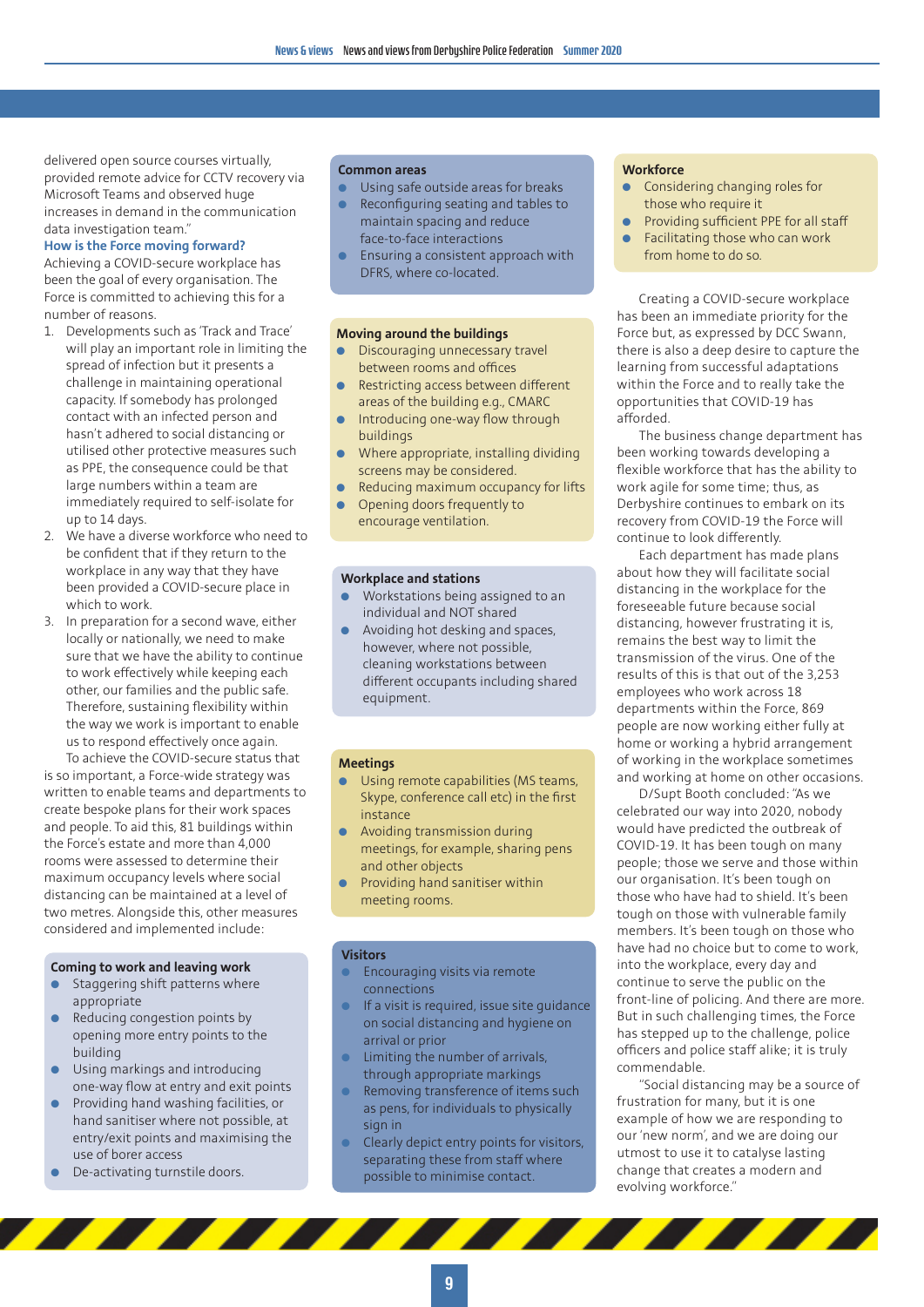delivered open source courses virtually, provided remote advice for CCTV recovery via Microsoft Teams and observed huge increases in demand in the communication data investigation team."

### How is the Force moving forward?

Achieving a COVID-secure workplace has been the goal of every organisation. The Force is committed to achieving this for a number of reasons.

1. Developments such as 'Track and Trace' will play an important role in limiting the spread of infection but it presents a challenge in maintaining operational capacity. If somebody has prolonged contact with an infected person and hasn't adhered to social distancing or utilised other protective measures such as PPE, the consequence could be that large numbers within a team are immediately required to self-isolate for up to 14 days.
2. We have a diverse workforce who need to be confident that if they return to the workplace in any way that they have been provided a COVID-secure place in which to work.
3. In preparation for a second wave, either locally or nationally, we need to make sure that we have the ability to continue to work effectively while keeping each other, our families and the public safe. Therefore, sustaining flexibility within the way we work is important to enable us to respond effectively once again.

To achieve the COVID-secure status that is so important, a Force-wide strategy was written to enable teams and departments to create bespoke plans for their work spaces and people. To aid this, 81 buildings within the Force's estate and more than 4,000 rooms were assessed to determine their maximum occupancy levels where social distancing can be maintained at a level of two metres. Alongside this, other measures considered and implemented include:

**Coming to work and leaving work**

- Staggering shift patterns where appropriate
- Reducing congestion points by opening more entry points to the building
- Using markings and introducing one-way flow at entry and exit points
- Providing hand washing facilities, or hand sanitiser where not possible, at entry/exit points and maximising the use of borer access
- De-activating turnstile doors.

**Common areas**

- Using safe outside areas for breaks
- Reconfiguring seating and tables to maintain spacing and reduce face-to-face interactions
- Ensuring a consistent approach with DFRS, where co-located.

**Moving around the buildings**

- Discouraging unnecessary travel between rooms and offices
- Restricting access between different areas of the building e.g., CMARC
- Introducing one-way flow through buildings
- Where appropriate, installing dividing screens may be considered.
- Reducing maximum occupancy for lifts
- Opening doors frequently to encourage ventilation.

**Workplace and stations**

- Workstations being assigned to an individual and NOT shared
- Avoiding hot desking and spaces, however, where not possible, cleaning workstations between different occupants including shared equipment.

**Meetings**

- Using remote capabilities (MS teams, Skype, conference call etc) in the first instance
- Avoiding transmission during meetings, for example, sharing pens and other objects
- Providing hand sanitiser within meeting rooms.

**Visitors**

- Encouraging visits via remote connections
- If a visit is required, issue site guidance on social distancing and hygiene on arrival or prior
- Limiting the number of arrivals, through appropriate markings
- Removing transference of items such as pens, for individuals to physically sign in
- Clearly depict entry points for visitors, separating these from staff where possible to minimise contact.

**Workforce**

- Considering changing roles for those who require it
- Providing sufficient PPE for all staff
- Facilitating those who can work from home to do so.

Creating a COVID-secure workplace has been an immediate priority for the Force but, as expressed by DCC Swann, there is also a deep desire to capture the learning from successful adaptations within the Force and to really take the opportunities that COVID-19 has afforded.

The business change department has been working towards developing a flexible workforce that has the ability to work agile for some time; thus, as Derbyshire continues to embark on its recovery from COVID-19 the Force will continue to look differently.

Each department has made plans about how they will facilitate social distancing in the workplace for the foreseeable future because social distancing, however frustrating it is, remains the best way to limit the transmission of the virus. One of the results of this is that out of the 3,253 employees who work across 18 departments within the Force, 869 people are now working either fully at home or working a hybrid arrangement of working in the workplace sometimes and working at home on other occasions.

D/Supt Booth concluded: "As we celebrated our way into 2020, nobody would have predicted the outbreak of COVID-19. It has been tough on many people; those we serve and those within our organisation. It's been tough on those who have had to shield. It's been tough on those with vulnerable family members. It's been tough on those who have had no choice but to come to work, into the workplace, every day and continue to serve the public on the front-line of policing. And there are more. But in such challenging times, the Force has stepped up to the challenge, police officers and police staff alike; it is truly commendable.

"Social distancing may be a source of frustration for many, but it is one example of how we are responding to our 'new norm', and we are doing our utmost to use it to catalyse lasting change that creates a modern and evolving workforce."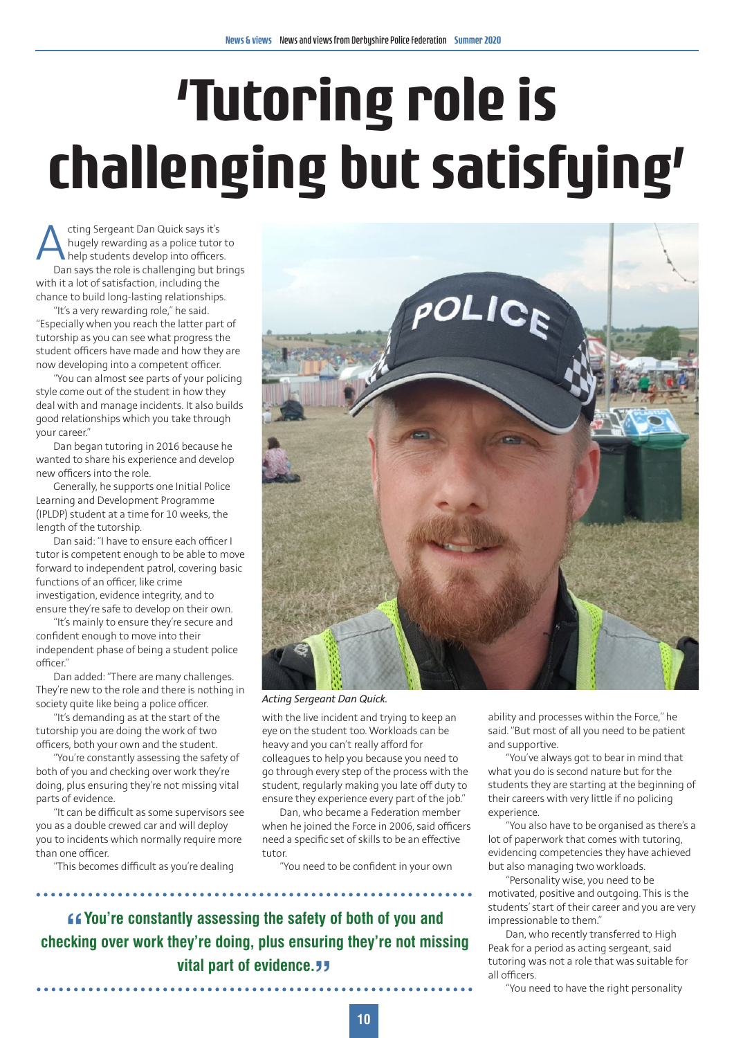# 'Tutoring role is challenging but satisfying'

Acting Sergeant Dan Quick says it's hugely rewarding as a police tutor to help students develop into officers.

Dan says the role is challenging but brings with it a lot of satisfaction, including the chance to build long-lasting relationships.

"It's a very rewarding role," he said. "Especially when you reach the latter part of tutorship as you can see what progress the student officers have made and how they are now developing into a competent officer.

"You can almost see parts of your policing style come out of the student in how they deal with and manage incidents. It also builds good relationships which you take through your career."

Dan began tutoring in 2016 because he wanted to share his experience and develop new officers into the role.

Generally, he supports one Initial Police Learning and Development Programme (IPLDP) student at a time for 10 weeks, the length of the tutorship.

Dan said: "I have to ensure each officer I tutor is competent enough to be able to move forward to independent patrol, covering basic functions of an officer, like crime investigation, evidence integrity, and to ensure they're safe to develop on their own.

"It's mainly to ensure they're secure and confident enough to move into their independent phase of being a student police officer."

Dan added: "There are many challenges. They're new to the role and there is nothing in society quite like being a police officer.

"It's demanding as at the start of the tutorship you are doing the work of two officers, both your own and the student.

"You're constantly assessing the safety of both of you and checking over work they're doing, plus ensuring they're not missing vital parts of evidence.

"It can be difficult as some supervisors see you as a double crewed car and will deploy you to incidents which normally require more than one officer.

"This becomes difficult as you're dealing with the live incident and trying to keep an eye on the student too. Workloads can be heavy and you can't really afford for colleagues to help you because you need to go through every step of the process with the student, regularly making you late off duty to ensure they experience every part of the job."

Acting Sergeant Dan Quick.

Dan, who became a Federation member when he joined the Force in 2006, said officers need a specific set of skills to be an effective tutor.

"You need to be confident in your own ability and processes within the Force," he said. "But most of all you need to be patient and supportive.

"You've always got to bear in mind that what you do is second nature but for the students they are starting at the beginning of their careers with very little if no policing experience.

"You also have to be organised as there's a lot of paperwork that comes with tutoring, evidencing competencies they have achieved but also managing two workloads.

"Personality wise, you need to be motivated, positive and outgoing. This is the students' start of their career and you are very impressionable to them."

Dan, who recently transferred to High Peak for a period as acting sergeant, said tutoring was not a role that was suitable for all officers.

"You need to have the right personality

> **"You're constantly assessing the safety of both of you and checking over work they're doing, plus ensuring they're not missing vital part of evidence."**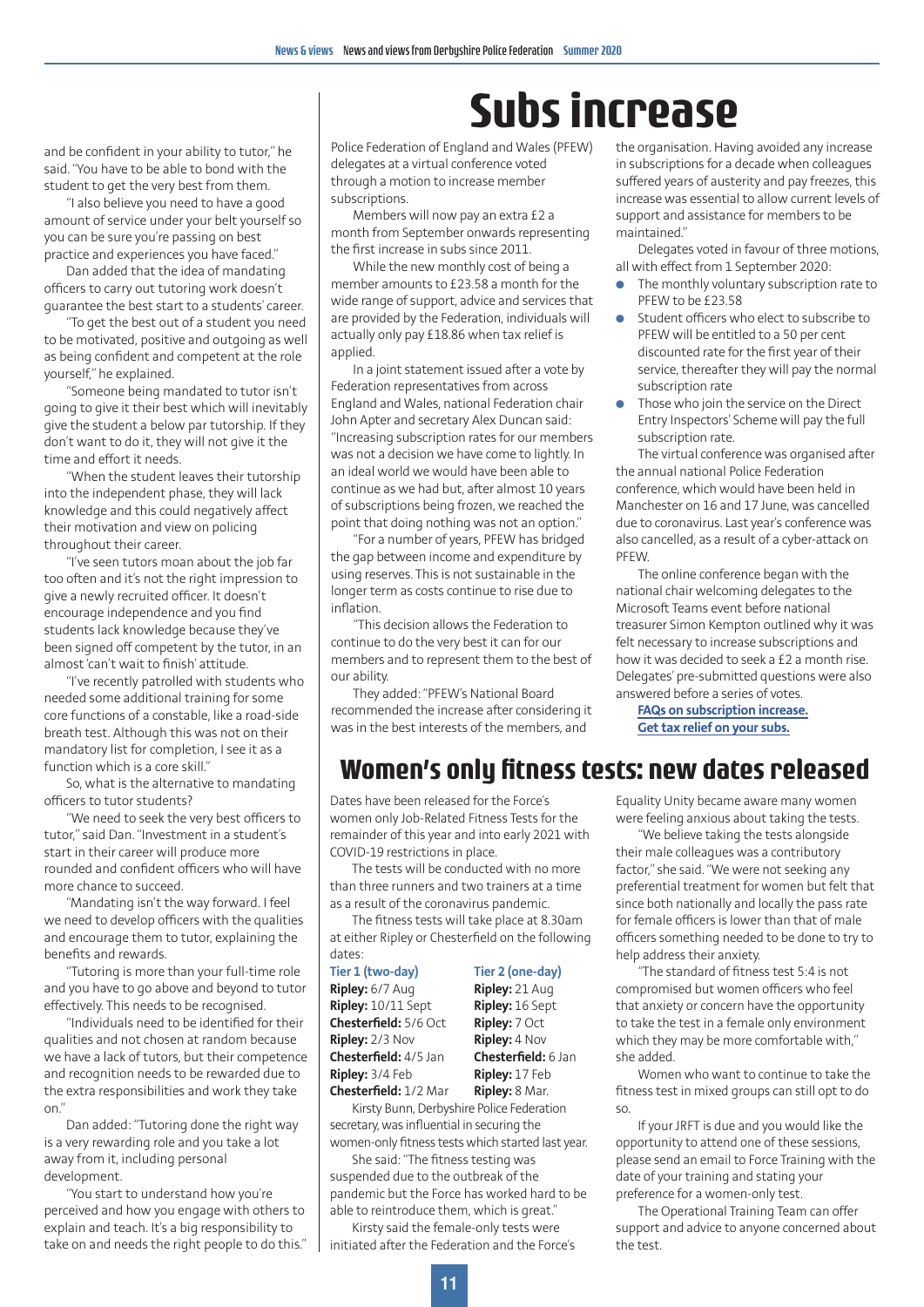and be confident in your ability to tutor," he said. "You have to be able to bond with the student to get the very best from them.

"I also believe you need to have a good amount of service under your belt yourself so you can be sure you're passing on best practice and experiences you have faced."

Dan added that the idea of mandating officers to carry out tutoring work doesn't guarantee the best start to a students' career.

"To get the best out of a student you need to be motivated, positive and outgoing as well as being confident and competent at the role yourself," he explained.

"Someone being mandated to tutor isn't going to give it their best which will inevitably give the student a below par tutorship. If they don't want to do it, they will not give it the time and effort it needs.

"When the student leaves their tutorship into the independent phase, they will lack knowledge and this could negatively affect their motivation and view on policing throughout their career.

"I've seen tutors moan about the job far too often and it's not the right impression to give a newly recruited officer. It doesn't encourage independence and you find students lack knowledge because they've been signed off competent by the tutor, in an almost 'can't wait to finish' attitude.

"I've recently patrolled with students who needed some additional training for some core functions of a constable, like a road-side breath test. Although this was not on their mandatory list for completion, I see it as a function which is a core skill."

So, what is the alternative to mandating officers to tutor students?

"We need to seek the very best officers to tutor," said Dan. "Investment in a student's start in their career will produce more rounded and confident officers who will have more chance to succeed.

"Mandating isn't the way forward. I feel we need to develop officers with the qualities and encourage them to tutor, explaining the benefits and rewards.

"Tutoring is more than your full-time role and you have to go above and beyond to tutor effectively. This needs to be recognised.

"Individuals need to be identified for their qualities and not chosen at random because we have a lack of tutors, but their competence and recognition needs to be rewarded due to the extra responsibilities and work they take on."

Dan added: "Tutoring done the right way is a very rewarding role and you take a lot away from it, including personal development.

"You start to understand how you're perceived and how you engage with others to explain and teach. It's a big responsibility to take on and needs the right people to do this."

# Subs increase

Police Federation of England and Wales (PFEW) delegates at a virtual conference voted through a motion to increase member subscriptions.

Members will now pay an extra £2 a month from September onwards representing the first increase in subs since 2011.

While the new monthly cost of being a member amounts to £23.58 a month for the wide range of support, advice and services that are provided by the Federation, individuals will actually only pay £18.86 when tax relief is applied.

In a joint statement issued after a vote by Federation representatives from across England and Wales, national Federation chair John Apter and secretary Alex Duncan said: "Increasing subscription rates for our members was not a decision we have come to lightly. In an ideal world we would have been able to continue as we had but, after almost 10 years of subscriptions being frozen, we reached the point that doing nothing was not an option."

"For a number of years, PFEW has bridged the gap between income and expenditure by using reserves. This is not sustainable in the longer term as costs continue to rise due to inflation.

"This decision allows the Federation to continue to do the very best it can for our members and to represent them to the best of our ability.

They added: "PFEW's National Board recommended the increase after considering it was in the best interests of the members, and the organisation. Having avoided any increase in subscriptions for a decade when colleagues suffered years of austerity and pay freezes, this increase was essential to allow current levels of support and assistance for members to be maintained."

Delegates voted in favour of three motions, all with effect from 1 September 2020:

- The monthly voluntary subscription rate to PFEW to be £23.58
- Student officers who elect to subscribe to PFEW will be entitled to a 50 per cent discounted rate for the first year of their service, thereafter they will pay the normal subscription rate
- Those who join the service on the Direct Entry Inspectors' Scheme will pay the full subscription rate.

The virtual conference was organised after the annual national Police Federation conference, which would have been held in Manchester on 16 and 17 June, was cancelled due to coronavirus. Last year's conference was also cancelled, as a result of a cyber-attack on PFEW.

The online conference began with the national chair welcoming delegates to the Microsoft Teams event before national treasurer Simon Kempton outlined why it was felt necessary to increase subscriptions and how it was decided to seek a £2 a month rise. Delegates' pre-submitted questions were also answered before a series of votes.

**FAQs on subscription increase.**
**Get tax relief on your subs.**

## Women's only fitness tests: new dates released

Dates have been released for the Force's women only Job-Related Fitness Tests for the remainder of this year and into early 2021 with COVID-19 restrictions in place.

The tests will be conducted with no more than three runners and two trainers at a time as a result of the coronavirus pandemic.

The fitness tests will take place at 8.30am at either Ripley or Chesterfield on the following dates:

| Tier 1 (two-day) | Tier 2 (one-day) |
|---|---|
| **Ripley:** 6/7 Aug | **Ripley:** 21 Aug |
| **Ripley:** 10/11 Sept | **Ripley:** 16 Sept |
| **Chesterfield:** 5/6 Oct | **Ripley:** 7 Oct |
| **Ripley:** 2/3 Nov | **Ripley:** 4 Nov |
| **Chesterfield:** 4/5 Jan | **Chesterfield:** 6 Jan |
| **Ripley:** 3/4 Feb | **Ripley:** 17 Feb |
| **Chesterfield:** 1/2 Mar | **Ripley:** 8 Mar. |

Kirsty Bunn, Derbyshire Police Federation secretary, was influential in securing the women-only fitness tests which started last year.

She said: "The fitness testing was suspended due to the outbreak of the pandemic but the Force has worked hard to be able to reintroduce them, which is great."

Kirsty said the female-only tests were initiated after the Federation and the Force's Equality Unity became aware many women were feeling anxious about taking the tests.

"We believe taking the tests alongside their male colleagues was a contributory factor," she said. "We were not seeking any preferential treatment for women but felt that since both nationally and locally the pass rate for female officers is lower than that of male officers something needed to be done to try to help address their anxiety.

"The standard of fitness test 5:4 is not compromised but women officers who feel that anxiety or concern have the opportunity to take the test in a female only environment which they may be more comfortable with," she added.

Women who want to continue to take the fitness test in mixed groups can still opt to do so.

If your JRFT is due and you would like the opportunity to attend one of these sessions, please send an email to Force Training with the date of your training and stating your preference for a women-only test.

The Operational Training Team can offer support and advice to anyone concerned about the test.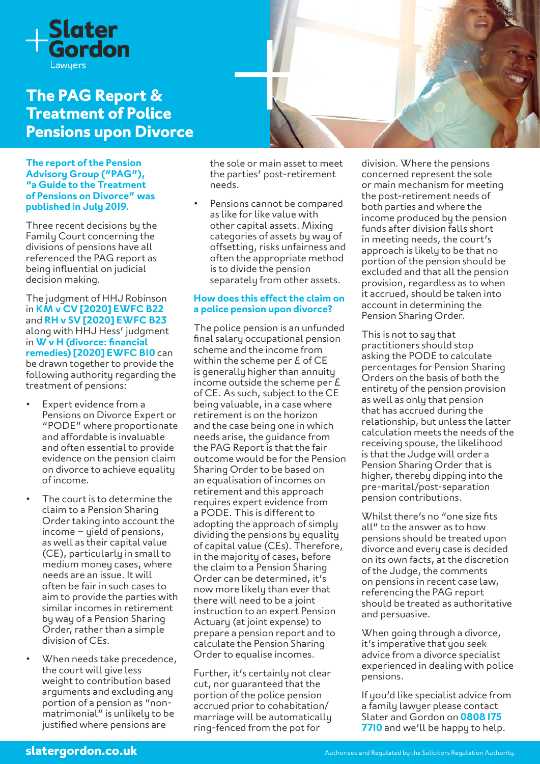# The PAG Report & Treatment of Police Pensions upon Divorce

**The report of the Pension Advisory Group ("PAG"), "a Guide to the Treatment of Pensions on Divorce" was published in July 2019.**

Three recent decisions by the Family Court concerning the divisions of pensions have all referenced the PAG report as being influential on judicial decision making.

The judgment of HHJ Robinson in **KM v CV [2020] EWFC B22** and **RH v SV [2020] EWFC B23** along with HHJ Hess' judgment in **W v H (divorce: financial remedies) [2020] EWFC B10** can be drawn together to provide the following authority regarding the treatment of pensions:

- Expert evidence from a Pensions on Divorce Expert or "PODE" where proportionate and affordable is invaluable and often essential to provide evidence on the pension claim on divorce to achieve equality of income.
- The court is to determine the claim to a Pension Sharing Order taking into account the income – yield of pensions, as well as their capital value (CE), particularly in small to medium money cases, where needs are an issue. It will often be fair in such cases to aim to provide the parties with similar incomes in retirement by way of a Pension Sharing Order, rather than a simple division of CEs.
- When needs take precedence, the court will give less weight to contribution based arguments and excluding any portion of a pension as "non-matrimonial" is unlikely to be justified where pensions are the sole or main asset to meet the parties' post-retirement needs.
- Pensions cannot be compared as like for like value with other capital assets. Mixing categories of assets by way of offsetting, risks unfairness and often the appropriate method is to divide the pension separately from other assets.

### How does this effect the claim on a police pension upon divorce?

The police pension is an unfunded final salary occupational pension scheme and the income from within the scheme per £ of CE is generally higher than annuity income outside the scheme per £ of CE. As such, subject to the CE being valuable, in a case where retirement is on the horizon and the case being one in which needs arise, the guidance from the PAG Report is that the fair outcome would be for the Pension Sharing Order to be based on an equalisation of incomes on retirement and this approach requires expert evidence from a PODE. This is different to adopting the approach of simply dividing the pensions by equality of capital value (CEs). Therefore, in the majority of cases, before the claim to a Pension Sharing Order can be determined, it's now more likely than ever that there will need to be a joint instruction to an expert Pension Actuary (at joint expense) to prepare a pension report and to calculate the Pension Sharing Order to equalise incomes.

Further, it's certainly not clear cut, nor guaranteed that the portion of the police pension accrued prior to cohabitation/marriage will be automatically ring-fenced from the pot for division. Where the pensions concerned represent the sole or main mechanism for meeting the post-retirement needs of both parties and where the income produced by the pension funds after division falls short in meeting needs, the court's approach is likely to be that no portion of the pension should be excluded and that all the pension provision, regardless as to when it accrued, should be taken into account in determining the Pension Sharing Order.

This is not to say that practitioners should stop asking the PODE to calculate percentages for Pension Sharing Orders on the basis of both the entirety of the pension provision as well as only that pension that has accrued during the relationship, but unless the latter calculation meets the needs of the receiving spouse, the likelihood is that the Judge will order a Pension Sharing Order that is higher, thereby dipping into the pre-marital/post-separation pension contributions.

Whilst there's no "one size fits all" to the answer as to how pensions should be treated upon divorce and every case is decided on its own facts, at the discretion of the Judge, the comments on pensions in recent case law, referencing the PAG report should be treated as authoritative and persuasive.

When going through a divorce, it's imperative that you seek advice from a divorce specialist experienced in dealing with police pensions.

If you'd like specialist advice from a family lawyer please contact Slater and Gordon on **0808 175 7710** and we'll be happy to help.

**slatergordon.co.uk**

Authorised and Regulated by the Solicitors Regulation Authority.